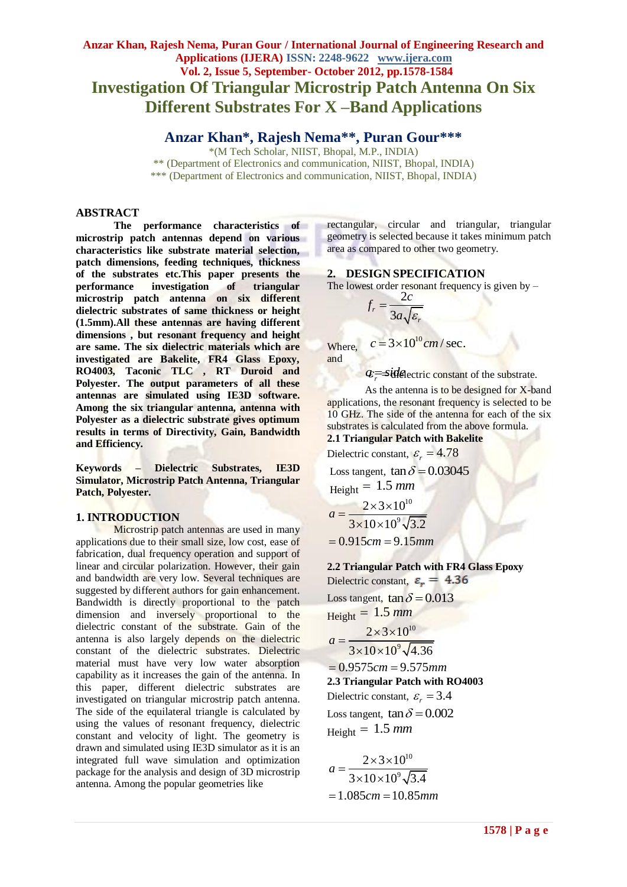# Investigation Of Triangular Microstrip Patch Antenna On Six Different Substrates For X –Band Applications

## Anzar Khan*, Rajesh Nema**, Puran Gour***

*(M Tech Scholar, NIIST, Bhopal, M.P., INDIA)
** (Department of Electronics and communication, NIIST, Bhopal, INDIA)
*** (Department of Electronics and communication, NIIST, Bhopal, INDIA)

## ABSTRACT

**The performance characteristics of microstrip patch antennas depend on various characteristics like substrate material selection, patch dimensions, feeding techniques, thickness of the substrates etc.This paper presents the performance investigation of triangular microstrip patch antenna on six different dielectric substrates of same thickness or height (1.5mm).All these antennas are having different dimensions , but resonant frequency and height are same. The six dielectric materials which are investigated are Bakelite, FR4 Glass Epoxy, RO4003, Taconic TLC , RT Duroid and Polyester. The output parameters of all these antennas are simulated using IE3D software. Among the six triangular antenna, antenna with Polyester as a dielectric substrate gives optimum results in terms of Directivity, Gain, Bandwidth and Efficiency.**

**Keywords – Dielectric Substrates, IE3D Simulator, Microstrip Patch Antenna, Triangular Patch, Polyester.**

## 1. INTRODUCTION

Microstrip patch antennas are used in many applications due to their small size, low cost, ease of fabrication, dual frequency operation and support of linear and circular polarization. However, their gain and bandwidth are very low. Several techniques are suggested by different authors for gain enhancement. Bandwidth is directly proportional to the patch dimension and inversely proportional to the dielectric constant of the substrate. Gain of the antenna is also largely depends on the dielectric constant of the dielectric substrates. Dielectric material must have very low water absorption capability as it increases the gain of the antenna. In this paper, different dielectric substrates are investigated on triangular microstrip patch antenna. The side of the equilateral triangle is calculated by using the values of resonant frequency, dielectric constant and velocity of light. The geometry is drawn and simulated using IE3D simulator as it is an integrated full wave simulation and optimization package for the analysis and design of 3D microstrip antenna. Among the popular geometries like rectangular, circular and triangular, triangular geometry is selected because it takes minimum patch area as compared to other two geometry.

## 2. DESIGN SPECIFICATION

The lowest order resonant frequency is given by –

$$f_r = \frac{2c}{3a\sqrt{\varepsilon_r}}$$

Where, $c = 3\times10^{10}\, cm/\text{sec}.$

and

$a = side$

$\varepsilon_r$ = dielectric constant of the substrate.

As the antenna is to be designed for X-band applications, the resonant frequency is selected to be 10 GHz. The side of the antenna for each of the six substrates is calculated from the above formula.

### 2.1 Triangular Patch with Bakelite

Dielectric constant, $\varepsilon_r = 4.78$

Loss tangent, $\tan\delta = 0.03045$

Height $= 1.5\ mm$

$$a = \frac{2\times3\times10^{10}}{3\times10\times10^{9}\sqrt{3.2}}$$

$$= 0.915cm = 9.15mm$$

### 2.2 Triangular Patch with FR4 Glass Epoxy

Dielectric constant, $\varepsilon_r = 4.36$

Loss tangent, $\tan\delta = 0.013$

Height $= 1.5\ mm$

$$a = \frac{2\times3\times10^{10}}{3\times10\times10^{9}\sqrt{4.36}}$$

$$= 0.9575cm = 9.575mm$$

### 2.3 Triangular Patch with RO4003

Dielectric constant, $\varepsilon_r = 3.4$

Loss tangent, $\tan\delta = 0.002$

Height $= 1.5\ mm$

$$a = \frac{2\times3\times10^{10}}{3\times10\times10^{9}\sqrt{3.4}}$$

$$= 1.085cm = 10.85mm$$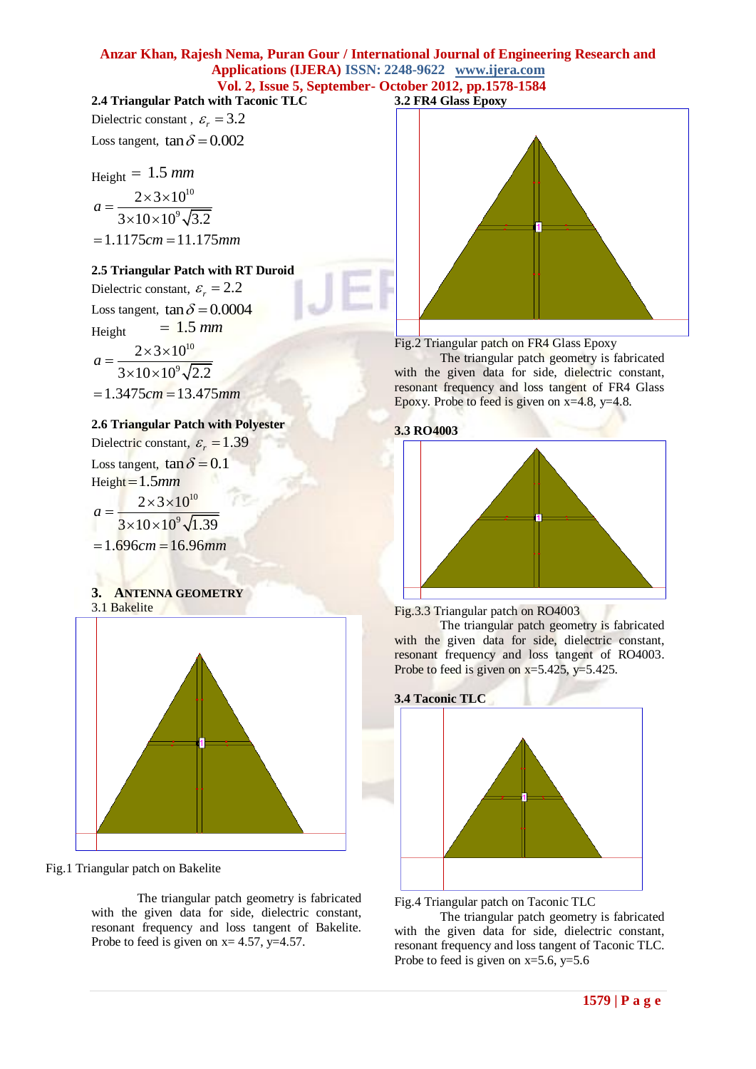### 2.4 Triangular Patch with Taconic TLC

Dielectric constant , $\varepsilon_r = 3.2$

Loss tangent, $\tan\delta = 0.002$

Height $= 1.5\ mm$

$$a = \frac{2\times3\times10^{10}}{3\times10\times10^{9}\sqrt{3.2}}$$

$$= 1.1175cm = 11.175mm$$

### 2.5 Triangular Patch with RT Duroid

Dielectric constant, $\varepsilon_r = 2.2$

Loss tangent, $\tan\delta = 0.0004$

Height $= 1.5\ mm$

$$a = \frac{2\times3\times10^{10}}{3\times10\times10^{9}\sqrt{2.2}}$$

$$= 1.3475cm = 13.475mm$$

### 2.6 Triangular Patch with Polyester

Dielectric constant, $\varepsilon_r = 1.39$

Loss tangent, $\tan\delta = 0.1$

Height $= 1.5mm$

$$a = \frac{2\times3\times10^{10}}{3\times10\times10^{9}\sqrt{1.39}}$$

$$= 1.696cm = 16.96mm$$

## 3. ANTENNA GEOMETRY

### 3.1 Bakelite

Fig.1 Triangular patch on Bakelite

The triangular patch geometry is fabricated with the given data for side, dielectric constant, resonant frequency and loss tangent of Bakelite. Probe to feed is given on x= 4.57, y=4.57.

### 3.2 FR4 Glass Epoxy

Fig.2 Triangular patch on FR4 Glass Epoxy

The triangular patch geometry is fabricated with the given data for side, dielectric constant, resonant frequency and loss tangent of FR4 Glass Epoxy. Probe to feed is given on x=4.8, y=4.8.

### 3.3 RO4003

Fig.3.3 Triangular patch on RO4003

The triangular patch geometry is fabricated with the given data for side, dielectric constant, resonant frequency and loss tangent of RO4003. Probe to feed is given on x=5.425, y=5.425.

### 3.4 Taconic TLC

Fig.4 Triangular patch on Taconic TLC

The triangular patch geometry is fabricated with the given data for side, dielectric constant, resonant frequency and loss tangent of Taconic TLC. Probe to feed is given on x=5.6, y=5.6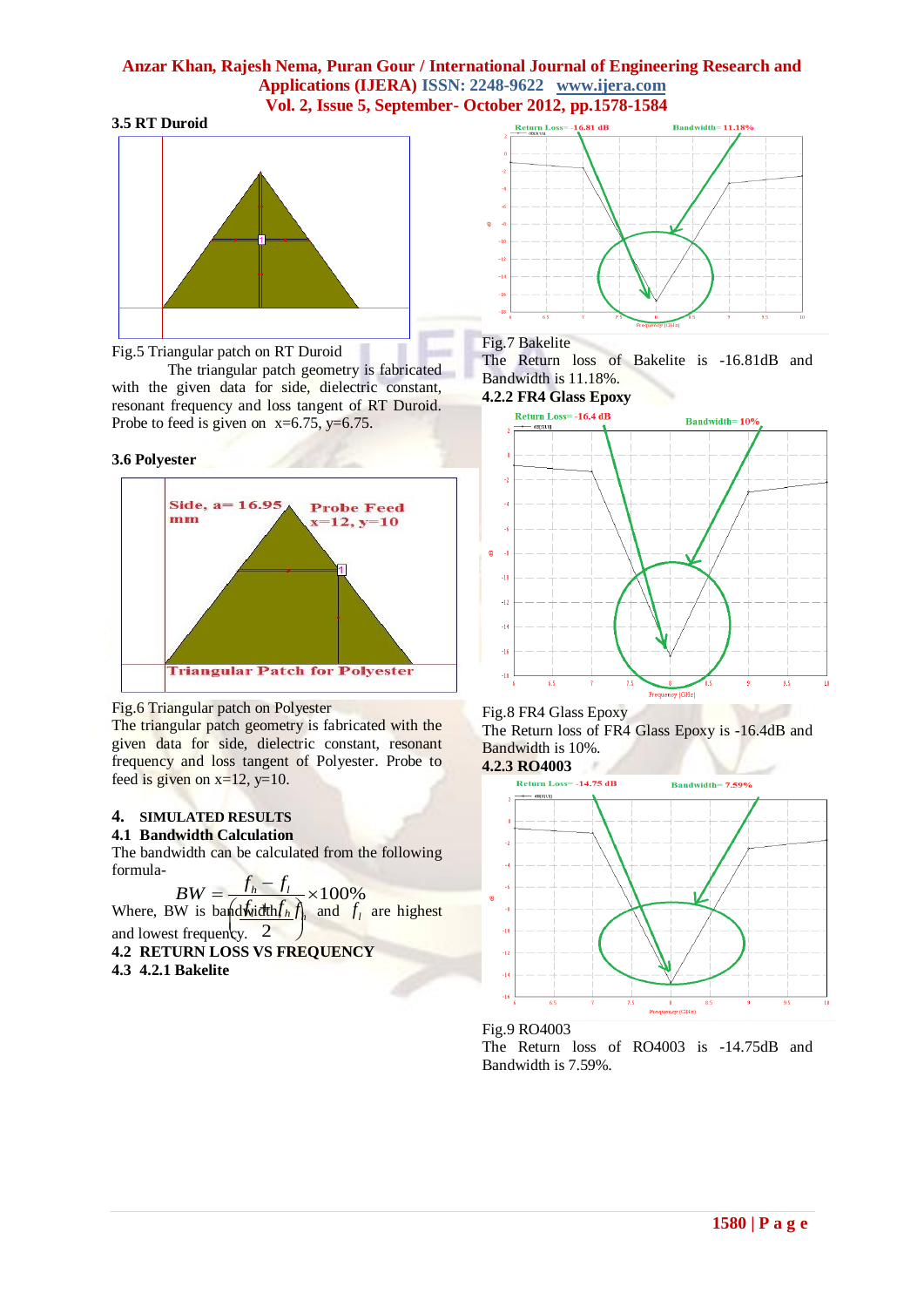### 3.5 RT Duroid

Fig.5 Triangular patch on RT Duroid

The triangular patch geometry is fabricated with the given data for side, dielectric constant, resonant frequency and loss tangent of RT Duroid. Probe to feed is given on x=6.75, y=6.75.

### 3.6 Polyester

Fig.6 Triangular patch on Polyester

The triangular patch geometry is fabricated with the given data for side, dielectric constant, resonant frequency and loss tangent of Polyester. Probe to feed is given on x=12, y=10.

## 4. SIMULATED RESULTS

### 4.1 Bandwidth Calculation

The bandwidth can be calculated from the following formula-

$$BW = \frac{f_h - f_l}{\left(\frac{f_h + f_l}{2}\right)} \times 100\%$$

Where, BW is bandwidth, $f_h$ and $f_l$ are highest and lowest frequency.

### 4.2 RETURN LOSS VS FREQUENCY

### 4.3 4.2.1 Bakelite

Fig.7 Bakelite

The Return loss of Bakelite is -16.81dB and Bandwidth is 11.18%.

### 4.2.2 FR4 Glass Epoxy

Fig.8 FR4 Glass Epoxy

The Return loss of FR4 Glass Epoxy is -16.4dB and Bandwidth is 10%.

### 4.2.3 RO4003

Fig.9 RO4003

The Return loss of RO4003 is -14.75dB and Bandwidth is 7.59%.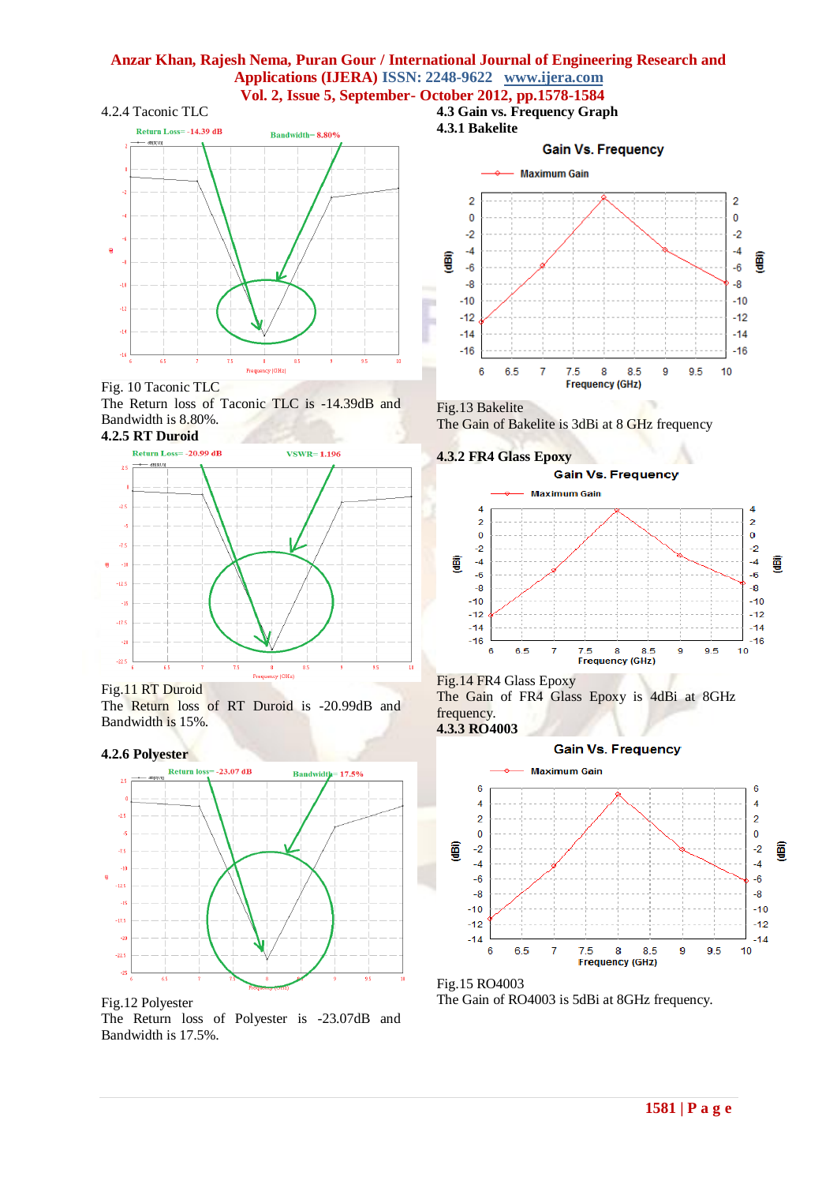4.2.4 Taconic TLC

Fig. 10 Taconic TLC

The Return loss of Taconic TLC is -14.39dB and Bandwidth is 8.80%.

### 4.2.5 RT Duroid

Fig.11 RT Duroid

The Return loss of RT Duroid is -20.99dB and Bandwidth is 15%.

### 4.2.6 Polyester

Fig.12 Polyester

The Return loss of Polyester is -23.07dB and Bandwidth is 17.5%.

## 4.3 Gain vs. Frequency Graph

### 4.3.1 Bakelite

Fig.13 Bakelite

The Gain of Bakelite is 3dBi at 8 GHz frequency

### 4.3.2 FR4 Glass Epoxy

Fig.14 FR4 Glass Epoxy

The Gain of FR4 Glass Epoxy is 4dBi at 8GHz frequency.

### 4.3.3 RO4003

Fig.15 RO4003

The Gain of RO4003 is 5dBi at 8GHz frequency.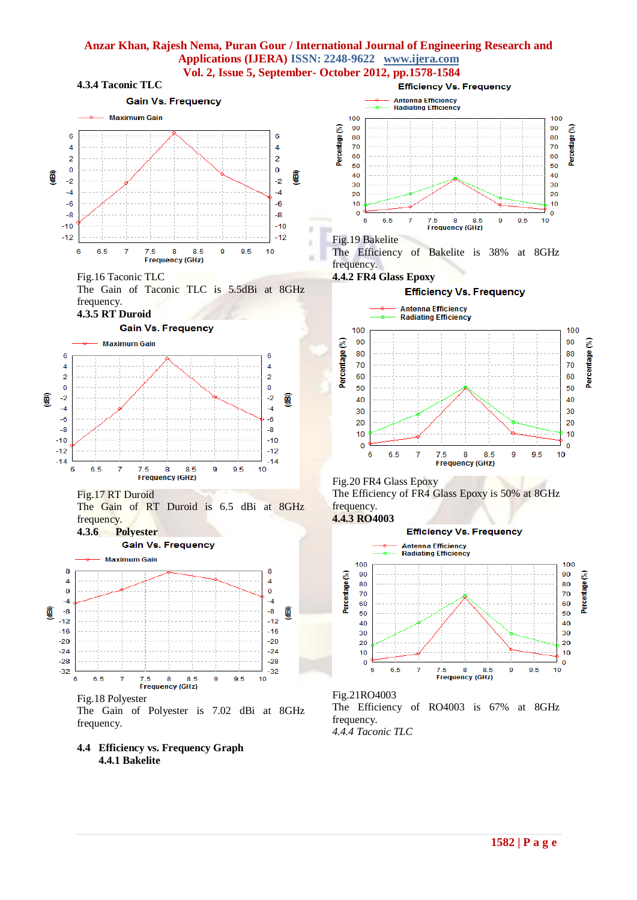### 4.3.4 Taconic TLC

Fig.16 Taconic TLC

The Gain of Taconic TLC is 5.5dBi at 8GHz frequency.

### 4.3.5 RT Duroid

Fig.17 RT Duroid

The Gain of RT Duroid is 6.5 dBi at 8GHz frequency.

### 4.3.6 Polyester

Fig.18 Polyester

The Gain of Polyester is 7.02 dBi at 8GHz frequency.

## 4.4 Efficiency vs. Frequency Graph

### 4.4.1 Bakelite

Fig.19 Bakelite

The Efficiency of Bakelite is 38% at 8GHz frequency.

### 4.4.2 FR4 Glass Epoxy

Fig.20 FR4 Glass Epoxy

The Efficiency of FR4 Glass Epoxy is 50% at 8GHz frequency.

### 4.4.3 RO4003

Fig.21RO4003

The Efficiency of RO4003 is 67% at 8GHz frequency.

*4.4.4 Taconic TLC*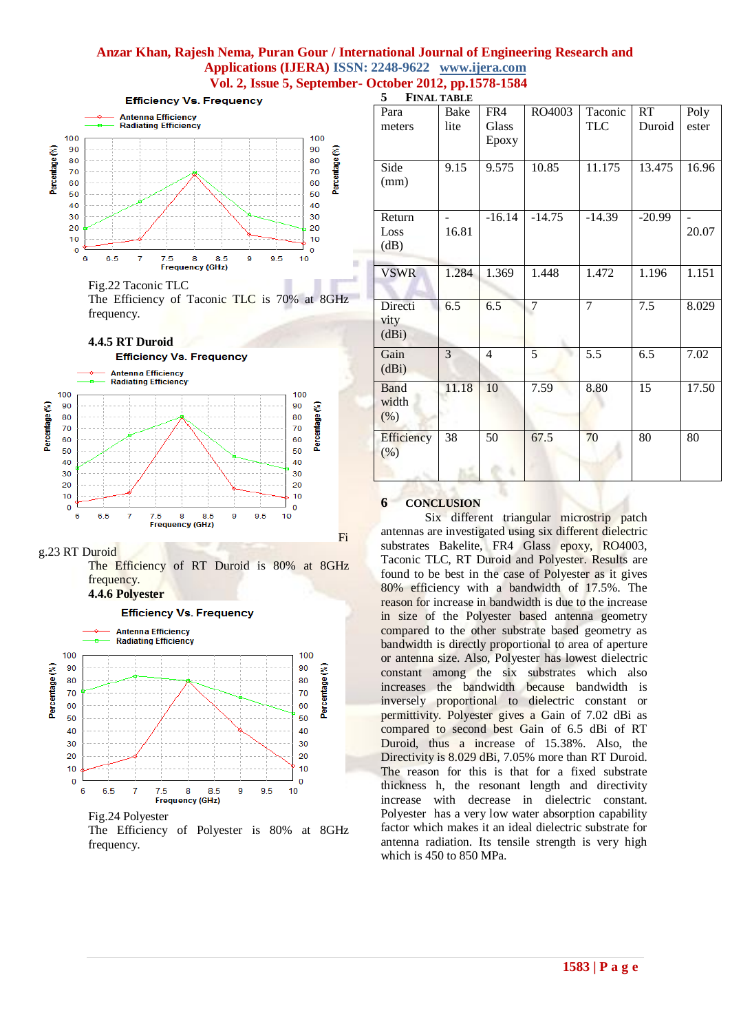Fig.22 Taconic TLC

The Efficiency of Taconic TLC is 70% at 8GHz frequency.

### 4.4.5 RT Duroid

Fig.23 RT Duroid

The Efficiency of RT Duroid is 80% at 8GHz frequency.

### 4.4.6 Polyester

Fig.24 Polyester

The Efficiency of Polyester is 80% at 8GHz frequency.

## 5 FINAL TABLE

| Parameters | Bakelite | FR4 Glass Epoxy | RO4003 | Taconic TLC | RT Duroid | Polyester |
|---|---|---|---|---|---|---|
| Side (mm) | 9.15 | 9.575 | 10.85 | 11.175 | 13.475 | 16.96 |
| Return Loss (dB) | -16.81 | -16.14 | -14.75 | -14.39 | -20.99 | -20.07 |
| VSWR | 1.284 | 1.369 | 1.448 | 1.472 | 1.196 | 1.151 |
| Directivity (dBi) | 6.5 | 6.5 | 7 | 7 | 7.5 | 8.029 |
| Gain (dBi) | 3 | 4 | 5 | 5.5 | 6.5 | 7.02 |
| Bandwidth (%) | 11.18 | 10 | 7.59 | 8.80 | 15 | 17.50 |
| Efficiency (%) | 38 | 50 | 67.5 | 70 | 80 | 80 |

## 6 CONCLUSION

Six different triangular microstrip patch antennas are investigated using six different dielectric substrates Bakelite, FR4 Glass epoxy, RO4003, Taconic TLC, RT Duroid and Polyester. Results are found to be best in the case of Polyester as it gives 80% efficiency with a bandwidth of 17.5%. The reason for increase in bandwidth is due to the increase in size of the Polyester based antenna geometry compared to the other substrate based geometry as bandwidth is directly proportional to area of aperture or antenna size. Also, Polyester has lowest dielectric constant among the six substrates which also increases the bandwidth because bandwidth is inversely proportional to dielectric constant or permittivity. Polyester gives a Gain of 7.02 dBi as compared to second best Gain of 6.5 dBi of RT Duroid, thus a increase of 15.38%. Also, the Directivity is 8.029 dBi, 7.05% more than RT Duroid. The reason for this is that for a fixed substrate thickness h, the resonant length and directivity increase with decrease in dielectric constant. Polyester has a very low water absorption capability factor which makes it an ideal dielectric substrate for antenna radiation. Its tensile strength is very high which is 450 to 850 MPa.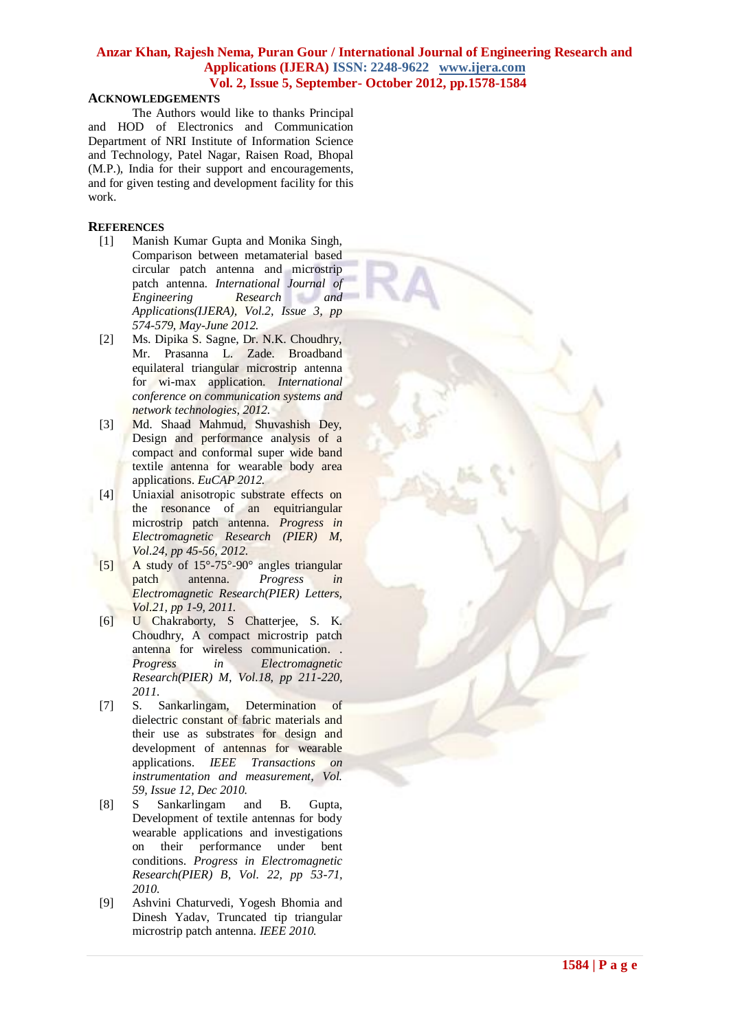## ACKNOWLEDGEMENTS

The Authors would like to thanks Principal and HOD of Electronics and Communication Department of NRI Institute of Information Science and Technology, Patel Nagar, Raisen Road, Bhopal (M.P.), India for their support and encouragements, and for given testing and development facility for this work.

## REFERENCES

[1] Manish Kumar Gupta and Monika Singh, Comparison between metamaterial based circular patch antenna and microstrip patch antenna. *International Journal of Engineering Research and Applications(IJERA), Vol.2, Issue 3, pp 574-579, May-June 2012.*

[2] Ms. Dipika S. Sagne, Dr. N.K. Choudhry, Mr. Prasanna L. Zade. Broadband equilateral triangular microstrip antenna for wi-max application. *International conference on communication systems and network technologies, 2012.*

[3] Md. Shaad Mahmud, Shuvashish Dey, Design and performance analysis of a compact and conformal super wide band textile antenna for wearable body area applications. *EuCAP 2012.*

[4] Uniaxial anisotropic substrate effects on the resonance of an equitriangular microstrip patch antenna. *Progress in Electromagnetic Research (PIER) M, Vol.24, pp 45-56, 2012.*

[5] A study of 15°-75°-90° angles triangular patch antenna. *Progress in Electromagnetic Research(PIER) Letters, Vol.21, pp 1-9, 2011.*

[6] U Chakraborty, S Chatterjee, S. K. Choudhry, A compact microstrip patch antenna for wireless communication. . *Progress in Electromagnetic Research(PIER) M, Vol.18, pp 211-220, 2011.*

[7] S. Sankarlingam, Determination of dielectric constant of fabric materials and their use as substrates for design and development of antennas for wearable applications. *IEEE Transactions on instrumentation and measurement, Vol. 59, Issue 12, Dec 2010.*

[8] S Sankarlingam and B. Gupta, Development of textile antennas for body wearable applications and investigations on their performance under bent conditions. *Progress in Electromagnetic Research(PIER) B, Vol. 22, pp 53-71, 2010.*

[9] Ashvini Chaturvedi, Yogesh Bhomia and Dinesh Yadav, Truncated tip triangular microstrip patch antenna. *IEEE 2010.*